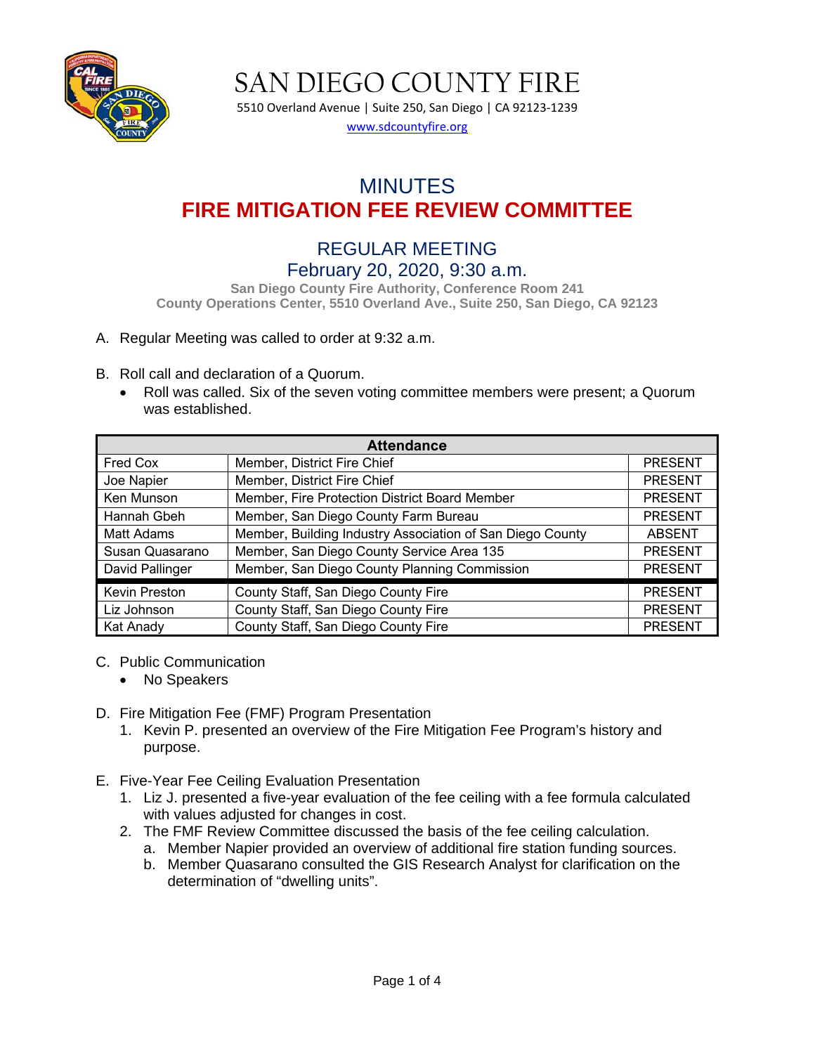# SAN DIEGO COUNTY FIRE

5510 Overland Avenue | Suite 250, San Diego | CA 92123-1239

www.sdcountyfire.org

# MINUTES

# FIRE MITIGATION FEE REVIEW COMMITTEE

## REGULAR MEETING

## February 20, 2020, 9:30 a.m.

**San Diego County Fire Authority, Conference Room 241**
**County Operations Center, 5510 Overland Ave., Suite 250, San Diego, CA 92123**

A. Regular Meeting was called to order at 9:32 a.m.

B. Roll call and declaration of a Quorum.
   - Roll was called. Six of the seven voting committee members were present; a Quorum was established.

| Attendance | | |
|---|---|---|
| Fred Cox | Member, District Fire Chief | PRESENT |
| Joe Napier | Member, District Fire Chief | PRESENT |
| Ken Munson | Member, Fire Protection District Board Member | PRESENT |
| Hannah Gbeh | Member, San Diego County Farm Bureau | PRESENT |
| Matt Adams | Member, Building Industry Association of San Diego County | ABSENT |
| Susan Quasarano | Member, San Diego County Service Area 135 | PRESENT |
| David Pallinger | Member, San Diego County Planning Commission | PRESENT |
| Kevin Preston | County Staff, San Diego County Fire | PRESENT |
| Liz Johnson | County Staff, San Diego County Fire | PRESENT |
| Kat Anady | County Staff, San Diego County Fire | PRESENT |

C. Public Communication
   - No Speakers

D. Fire Mitigation Fee (FMF) Program Presentation
   1. Kevin P. presented an overview of the Fire Mitigation Fee Program's history and purpose.

E. Five-Year Fee Ceiling Evaluation Presentation
   1. Liz J. presented a five-year evaluation of the fee ceiling with a fee formula calculated with values adjusted for changes in cost.
   2. The FMF Review Committee discussed the basis of the fee ceiling calculation.
      a. Member Napier provided an overview of additional fire station funding sources.
      b. Member Quasarano consulted the GIS Research Analyst for clarification on the determination of "dwelling units".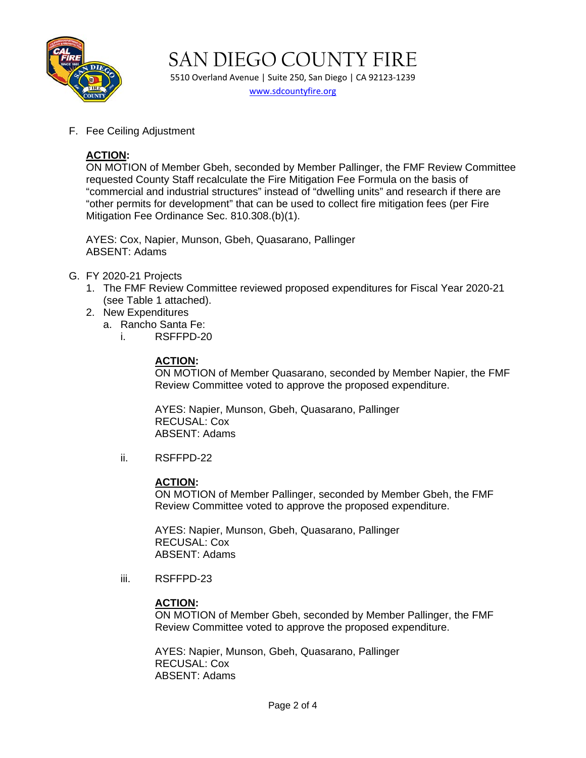F. Fee Ceiling Adjustment

**ACTION:**
ON MOTION of Member Gbeh, seconded by Member Pallinger, the FMF Review Committee requested County Staff recalculate the Fire Mitigation Fee Formula on the basis of “commercial and industrial structures” instead of “dwelling units” and research if there are “other permits for development” that can be used to collect fire mitigation fees (per Fire Mitigation Fee Ordinance Sec. 810.308.(b)(1).

AYES: Cox, Napier, Munson, Gbeh, Quasarano, Pallinger
ABSENT: Adams

G. FY 2020-21 Projects
   1. The FMF Review Committee reviewed proposed expenditures for Fiscal Year 2020-21 (see Table 1 attached).
   2. New Expenditures
      a. Rancho Santa Fe:
         i. RSFFPD-20

**ACTION:**
ON MOTION of Member Quasarano, seconded by Member Napier, the FMF Review Committee voted to approve the proposed expenditure.

AYES: Napier, Munson, Gbeh, Quasarano, Pallinger
RECUSAL: Cox
ABSENT: Adams

         ii. RSFFPD-22

**ACTION:**
ON MOTION of Member Pallinger, seconded by Member Gbeh, the FMF Review Committee voted to approve the proposed expenditure.

AYES: Napier, Munson, Gbeh, Quasarano, Pallinger
RECUSAL: Cox
ABSENT: Adams

         iii. RSFFPD-23

**ACTION:**
ON MOTION of Member Gbeh, seconded by Member Pallinger, the FMF Review Committee voted to approve the proposed expenditure.

AYES: Napier, Munson, Gbeh, Quasarano, Pallinger
RECUSAL: Cox
ABSENT: Adams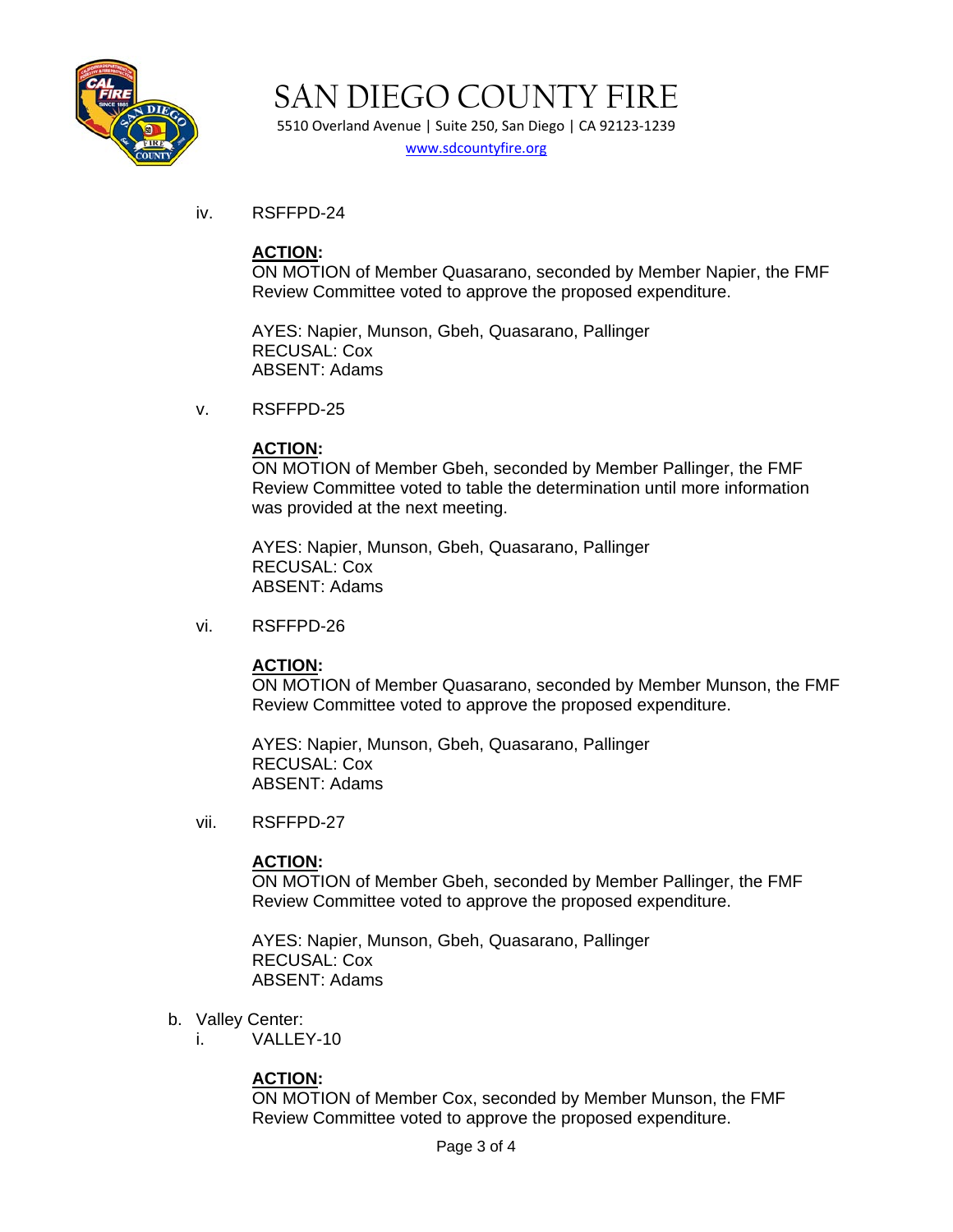iv. RSFFPD-24

**ACTION:**
ON MOTION of Member Quasarano, seconded by Member Napier, the FMF Review Committee voted to approve the proposed expenditure.

AYES: Napier, Munson, Gbeh, Quasarano, Pallinger
RECUSAL: Cox
ABSENT: Adams

v. RSFFPD-25

**ACTION:**
ON MOTION of Member Gbeh, seconded by Member Pallinger, the FMF Review Committee voted to table the determination until more information was provided at the next meeting.

AYES: Napier, Munson, Gbeh, Quasarano, Pallinger
RECUSAL: Cox
ABSENT: Adams

vi. RSFFPD-26

**ACTION:**
ON MOTION of Member Quasarano, seconded by Member Munson, the FMF Review Committee voted to approve the proposed expenditure.

AYES: Napier, Munson, Gbeh, Quasarano, Pallinger
RECUSAL: Cox
ABSENT: Adams

vii. RSFFPD-27

**ACTION:**
ON MOTION of Member Gbeh, seconded by Member Pallinger, the FMF Review Committee voted to approve the proposed expenditure.

AYES: Napier, Munson, Gbeh, Quasarano, Pallinger
RECUSAL: Cox
ABSENT: Adams

b. Valley Center:

i. VALLEY-10

**ACTION:**
ON MOTION of Member Cox, seconded by Member Munson, the FMF Review Committee voted to approve the proposed expenditure.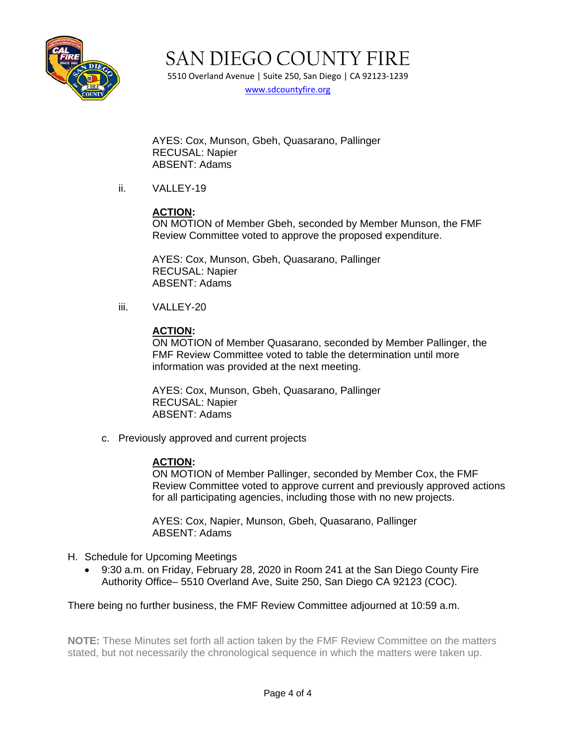AYES: Cox, Munson, Gbeh, Quasarano, Pallinger
RECUSAL: Napier
ABSENT: Adams

ii. VALLEY-19

**ACTION:**
ON MOTION of Member Gbeh, seconded by Member Munson, the FMF Review Committee voted to approve the proposed expenditure.

AYES: Cox, Munson, Gbeh, Quasarano, Pallinger
RECUSAL: Napier
ABSENT: Adams

iii. VALLEY-20

**ACTION:**
ON MOTION of Member Quasarano, seconded by Member Pallinger, the FMF Review Committee voted to table the determination until more information was provided at the next meeting.

AYES: Cox, Munson, Gbeh, Quasarano, Pallinger
RECUSAL: Napier
ABSENT: Adams

c. Previously approved and current projects

**ACTION:**
ON MOTION of Member Pallinger, seconded by Member Cox, the FMF Review Committee voted to approve current and previously approved actions for all participating agencies, including those with no new projects.

AYES: Cox, Napier, Munson, Gbeh, Quasarano, Pallinger
ABSENT: Adams

H. Schedule for Upcoming Meetings

- 9:30 a.m. on Friday, February 28, 2020 in Room 241 at the San Diego County Fire Authority Office– 5510 Overland Ave, Suite 250, San Diego CA 92123 (COC).

There being no further business, the FMF Review Committee adjourned at 10:59 a.m.

**NOTE:** These Minutes set forth all action taken by the FMF Review Committee on the matters stated, but not necessarily the chronological sequence in which the matters were taken up.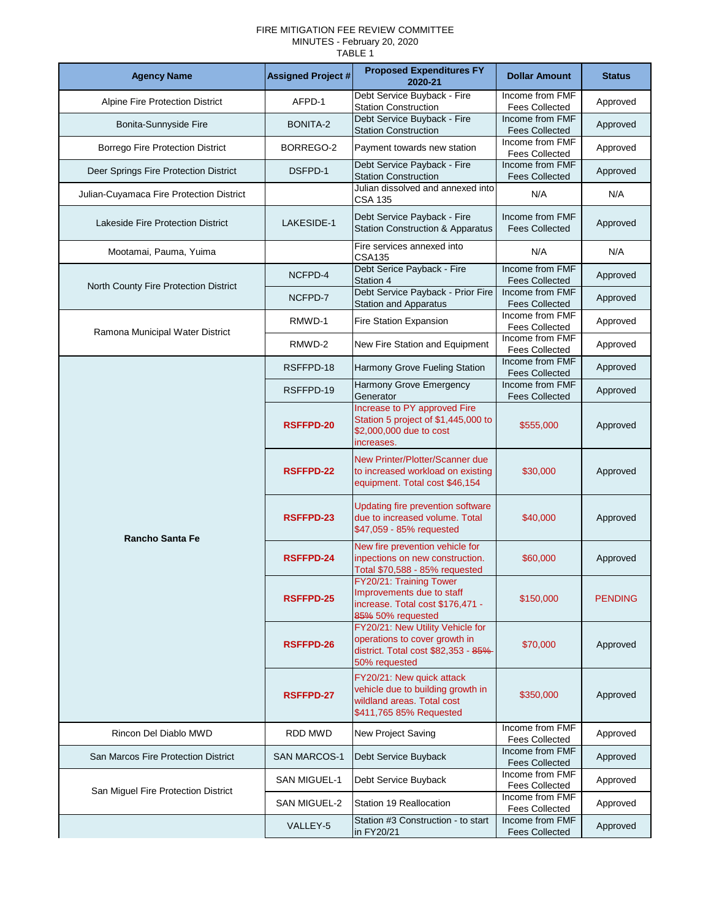FIRE MITIGATION FEE REVIEW COMMITTEE
MINUTES - February 20, 2020
TABLE 1

| Agency Name | Assigned Project # | Proposed Expenditures FY 2020-21 | Dollar Amount | Status |
|---|---|---|---|---|
| Alpine Fire Protection District | AFPD-1 | Debt Service Buyback - Fire Station Construction | Income from FMF Fees Collected | Approved |
| Bonita-Sunnyside Fire | BONITA-2 | Debt Service Buyback - Fire Station Construction | Income from FMF Fees Collected | Approved |
| Borrego Fire Protection District | BORREGO-2 | Payment towards new station | Income from FMF Fees Collected | Approved |
| Deer Springs Fire Protection District | DSFPD-1 | Debt Service Payback - Fire Station Construction | Income from FMF Fees Collected | Approved |
| Julian-Cuyamaca Fire Protection District | | Julian dissolved and annexed into CSA 135 | N/A | N/A |
| Lakeside Fire Protection District | LAKESIDE-1 | Debt Service Payback - Fire Station Construction & Apparatus | Income from FMF Fees Collected | Approved |
| Mootamai, Pauma, Yuima | | Fire services annexed into CSA135 | N/A | N/A |
| North County Fire Protection District | NCFPD-4 | Debt Serice Payback - Fire Station 4 | Income from FMF Fees Collected | Approved |
| | NCFPD-7 | Debt Service Payback - Prior Fire Station and Apparatus | Income from FMF Fees Collected | Approved |
| Ramona Municipal Water District | RMWD-1 | Fire Station Expansion | Income from FMF Fees Collected | Approved |
| | RMWD-2 | New Fire Station and Equipment | Income from FMF Fees Collected | Approved |
| **Rancho Santa Fe** | RSFFPD-18 | Harmony Grove Fueling Station | Income from FMF Fees Collected | Approved |
| | RSFFPD-19 | Harmony Grove Emergency Generator | Income from FMF Fees Collected | Approved |
| | **RSFFPD-20** | Increase to PY approved Fire Station 5 project of $1,445,000 to $2,000,000 due to cost increases. | $555,000 | Approved |
| | **RSFFPD-22** | New Printer/Plotter/Scanner due to increased workload on existing equipment. Total cost $46,154 | $30,000 | Approved |
| | **RSFFPD-23** | Updating fire prevention software due to increased volume. Total $47,059 - 85% requested | $40,000 | Approved |
| | **RSFFPD-24** | New fire prevention vehicle for inpections on new construction. Total $70,588 - 85% requested | $60,000 | Approved |
| | **RSFFPD-25** | FY20/21: Training Tower Improvements due to staff increase. Total cost $176,471 - ~~85%~~ 50% requested | $150,000 | PENDING |
| | **RSFFPD-26** | FY20/21: New Utility Vehicle for operations to cover growth in district. Total cost $82,353 - ~~85%~~ 50% requested | $70,000 | Approved |
| | **RSFFPD-27** | FY20/21: New quick attack vehicle due to building growth in wildland areas. Total cost $411,765 85% Requested | $350,000 | Approved |
| Rincon Del Diablo MWD | RDD MWD | New Project Saving | Income from FMF Fees Collected | Approved |
| San Marcos Fire Protection District | SAN MARCOS-1 | Debt Service Buyback | Income from FMF Fees Collected | Approved |
| San Miguel Fire Protection District | SAN MIGUEL-1 | Debt Service Buyback | Income from FMF Fees Collected | Approved |
| | SAN MIGUEL-2 | Station 19 Reallocation | Income from FMF Fees Collected | Approved |
| | VALLEY-5 | Station #3 Construction - to start in FY20/21 | Income from FMF Fees Collected | Approved |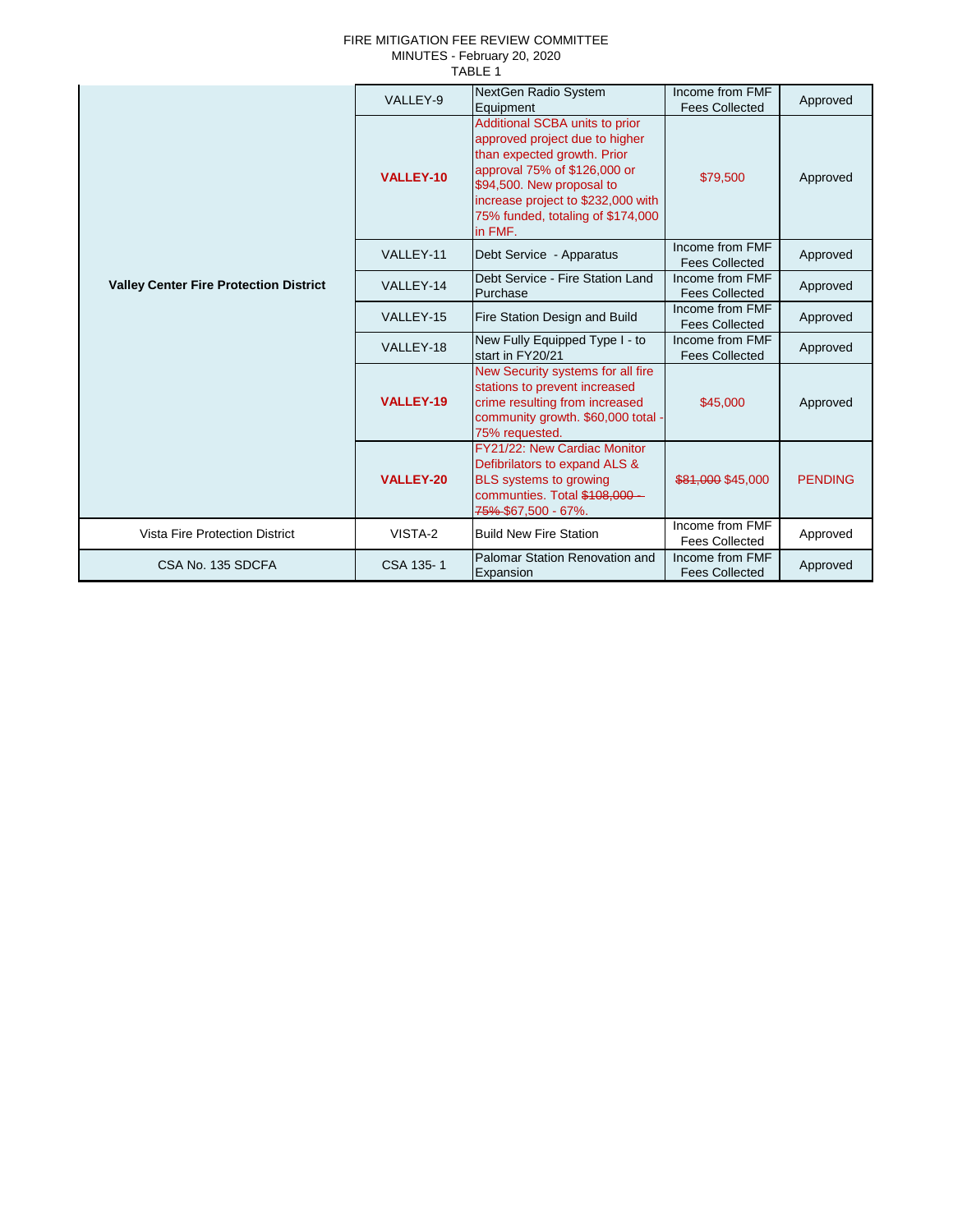FIRE MITIGATION FEE REVIEW COMMITTEE
MINUTES - February 20, 2020
TABLE 1

| | | | | |
|---|---|---|---|---|
| **Valley Center Fire Protection District** | VALLEY-9 | NextGen Radio System Equipment | Income from FMF Fees Collected | Approved |
| | **VALLEY-10** | Additional SCBA units to prior approved project due to higher than expected growth. Prior approval 75% of $126,000 or $94,500. New proposal to increase project to $232,000 with 75% funded, totaling of $174,000 in FMF. | $79,500 | Approved |
| | VALLEY-11 | Debt Service - Apparatus | Income from FMF Fees Collected | Approved |
| | VALLEY-14 | Debt Service - Fire Station Land Purchase | Income from FMF Fees Collected | Approved |
| | VALLEY-15 | Fire Station Design and Build | Income from FMF Fees Collected | Approved |
| | VALLEY-18 | New Fully Equipped Type I - to start in FY20/21 | Income from FMF Fees Collected | Approved |
| | **VALLEY-19** | New Security systems for all fire stations to prevent increased crime resulting from increased community growth. $60,000 total - 75% requested. | $45,000 | Approved |
| | **VALLEY-20** | FY21/22: New Cardiac Monitor Defibrilators to expand ALS & BLS systems to growing communties. Total ~~$108,000 - 75%~~ $67,500 - 67%. | ~~$81,000~~ $45,000 | PENDING |
| Vista Fire Protection District | VISTA-2 | Build New Fire Station | Income from FMF Fees Collected | Approved |
| CSA No. 135 SDCFA | CSA 135- 1 | Palomar Station Renovation and Expansion | Income from FMF Fees Collected | Approved |